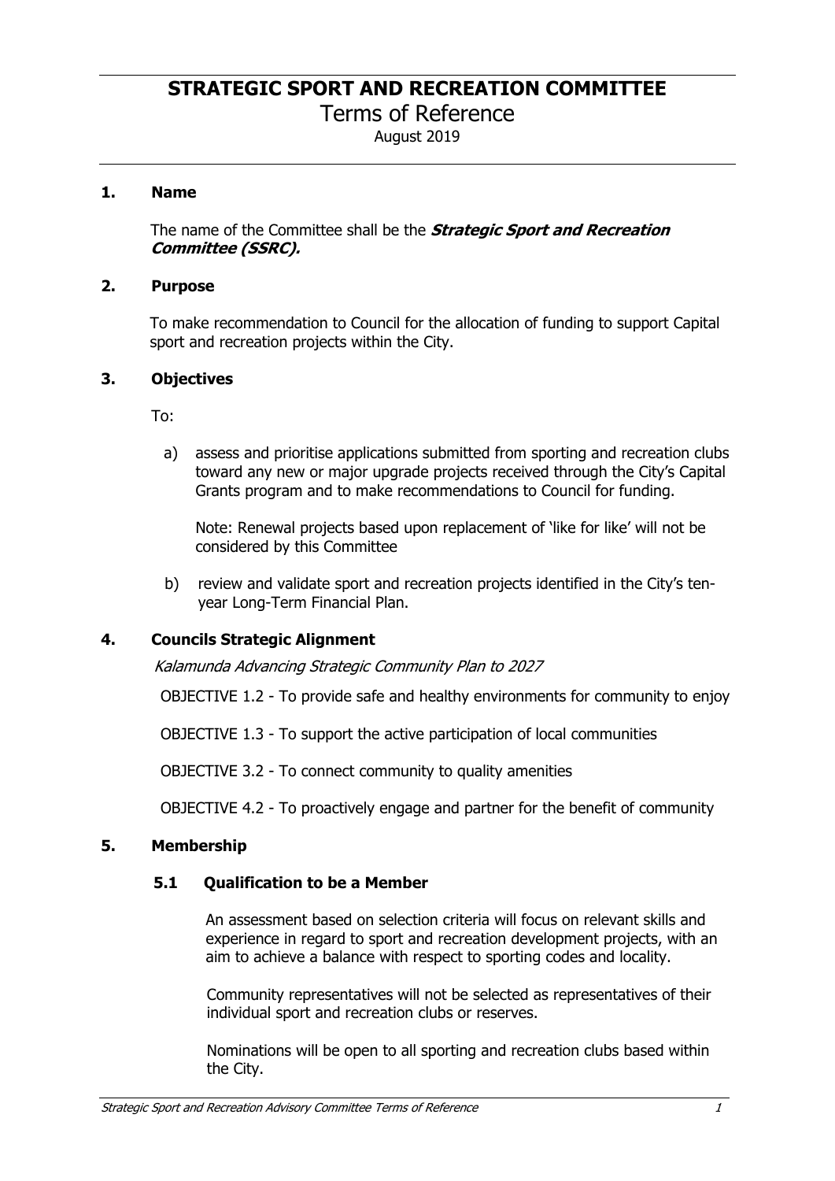# STRATEGIC SPORT AND RECREATION COMMITTEE

Terms of Reference

August 2019

## 1. Name

The name of the Committee shall be the ***Strategic Sport and Recreation Committee (SSRC).***

## 2. Purpose

To make recommendation to Council for the allocation of funding to support Capital sport and recreation projects within the City.

## 3. Objectives

To:

a) assess and prioritise applications submitted from sporting and recreation clubs toward any new or major upgrade projects received through the City's Capital Grants program and to make recommendations to Council for funding.

   Note: Renewal projects based upon replacement of 'like for like' will not be considered by this Committee

b) review and validate sport and recreation projects identified in the City's ten-year Long-Term Financial Plan.

## 4. Councils Strategic Alignment

*Kalamunda Advancing Strategic Community Plan to 2027*

OBJECTIVE 1.2 - To provide safe and healthy environments for community to enjoy

OBJECTIVE 1.3 - To support the active participation of local communities

OBJECTIVE 3.2 - To connect community to quality amenities

OBJECTIVE 4.2 - To proactively engage and partner for the benefit of community

## 5. Membership

### 5.1 Qualification to be a Member

An assessment based on selection criteria will focus on relevant skills and experience in regard to sport and recreation development projects, with an aim to achieve a balance with respect to sporting codes and locality.

Community representatives will not be selected as representatives of their individual sport and recreation clubs or reserves.

Nominations will be open to all sporting and recreation clubs based within the City.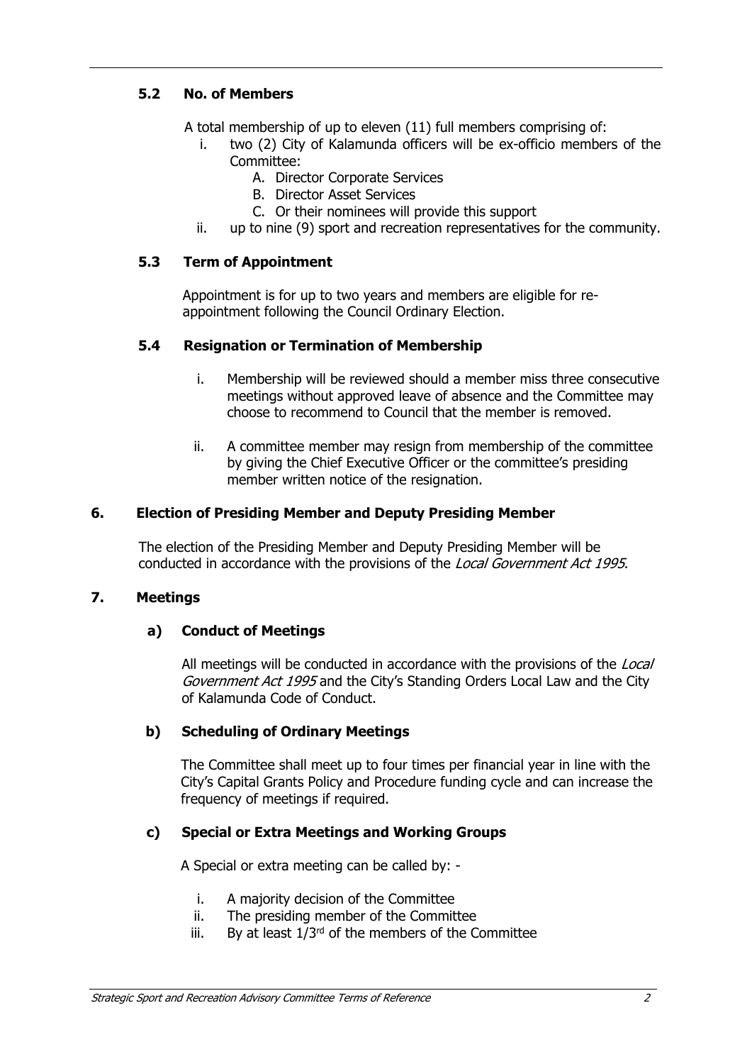### 5.2 No. of Members

A total membership of up to eleven (11) full members comprising of:

i. two (2) City of Kalamunda officers will be ex-officio members of the Committee:
   A. Director Corporate Services
   B. Director Asset Services
   C. Or their nominees will provide this support
ii. up to nine (9) sport and recreation representatives for the community.

### 5.3 Term of Appointment

Appointment is for up to two years and members are eligible for re-appointment following the Council Ordinary Election.

### 5.4 Resignation or Termination of Membership

i. Membership will be reviewed should a member miss three consecutive meetings without approved leave of absence and the Committee may choose to recommend to Council that the member is removed.

ii. A committee member may resign from membership of the committee by giving the Chief Executive Officer or the committee's presiding member written notice of the resignation.

## 6. Election of Presiding Member and Deputy Presiding Member

The election of the Presiding Member and Deputy Presiding Member will be conducted in accordance with the provisions of the *Local Government Act 1995*.

## 7. Meetings

### a) Conduct of Meetings

All meetings will be conducted in accordance with the provisions of the *Local Government Act 1995* and the City's Standing Orders Local Law and the City of Kalamunda Code of Conduct.

### b) Scheduling of Ordinary Meetings

The Committee shall meet up to four times per financial year in line with the City's Capital Grants Policy and Procedure funding cycle and can increase the frequency of meetings if required.

### c) Special or Extra Meetings and Working Groups

A Special or extra meeting can be called by: -

i. A majority decision of the Committee
ii. The presiding member of the Committee
iii. By at least 1/3rd of the members of the Committee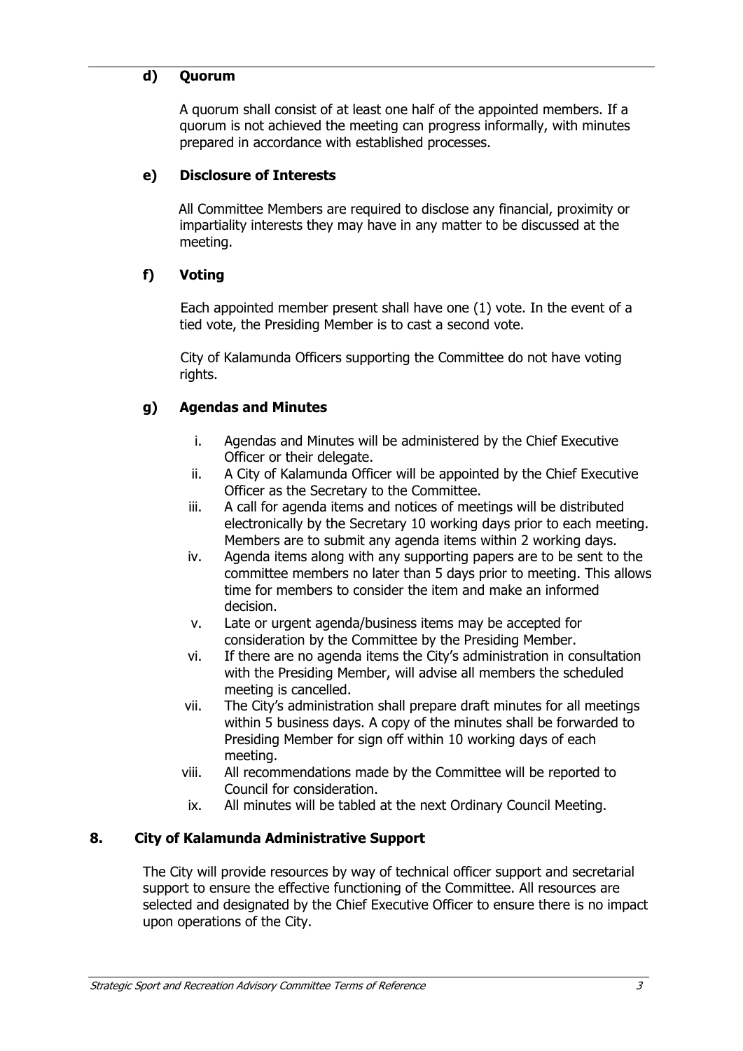**d) Quorum**

A quorum shall consist of at least one half of the appointed members. If a quorum is not achieved the meeting can progress informally, with minutes prepared in accordance with established processes.

**e) Disclosure of Interests**

All Committee Members are required to disclose any financial, proximity or impartiality interests they may have in any matter to be discussed at the meeting.

**f) Voting**

Each appointed member present shall have one (1) vote. In the event of a tied vote, the Presiding Member is to cast a second vote.

City of Kalamunda Officers supporting the Committee do not have voting rights.

**g) Agendas and Minutes**

i. Agendas and Minutes will be administered by the Chief Executive Officer or their delegate.
ii. A City of Kalamunda Officer will be appointed by the Chief Executive Officer as the Secretary to the Committee.
iii. A call for agenda items and notices of meetings will be distributed electronically by the Secretary 10 working days prior to each meeting. Members are to submit any agenda items within 2 working days.
iv. Agenda items along with any supporting papers are to be sent to the committee members no later than 5 days prior to meeting. This allows time for members to consider the item and make an informed decision.
v. Late or urgent agenda/business items may be accepted for consideration by the Committee by the Presiding Member.
vi. If there are no agenda items the City's administration in consultation with the Presiding Member, will advise all members the scheduled meeting is cancelled.
vii. The City's administration shall prepare draft minutes for all meetings within 5 business days. A copy of the minutes shall be forwarded to Presiding Member for sign off within 10 working days of each meeting.
viii. All recommendations made by the Committee will be reported to Council for consideration.
ix. All minutes will be tabled at the next Ordinary Council Meeting.

## 8. City of Kalamunda Administrative Support

The City will provide resources by way of technical officer support and secretarial support to ensure the effective functioning of the Committee. All resources are selected and designated by the Chief Executive Officer to ensure there is no impact upon operations of the City.